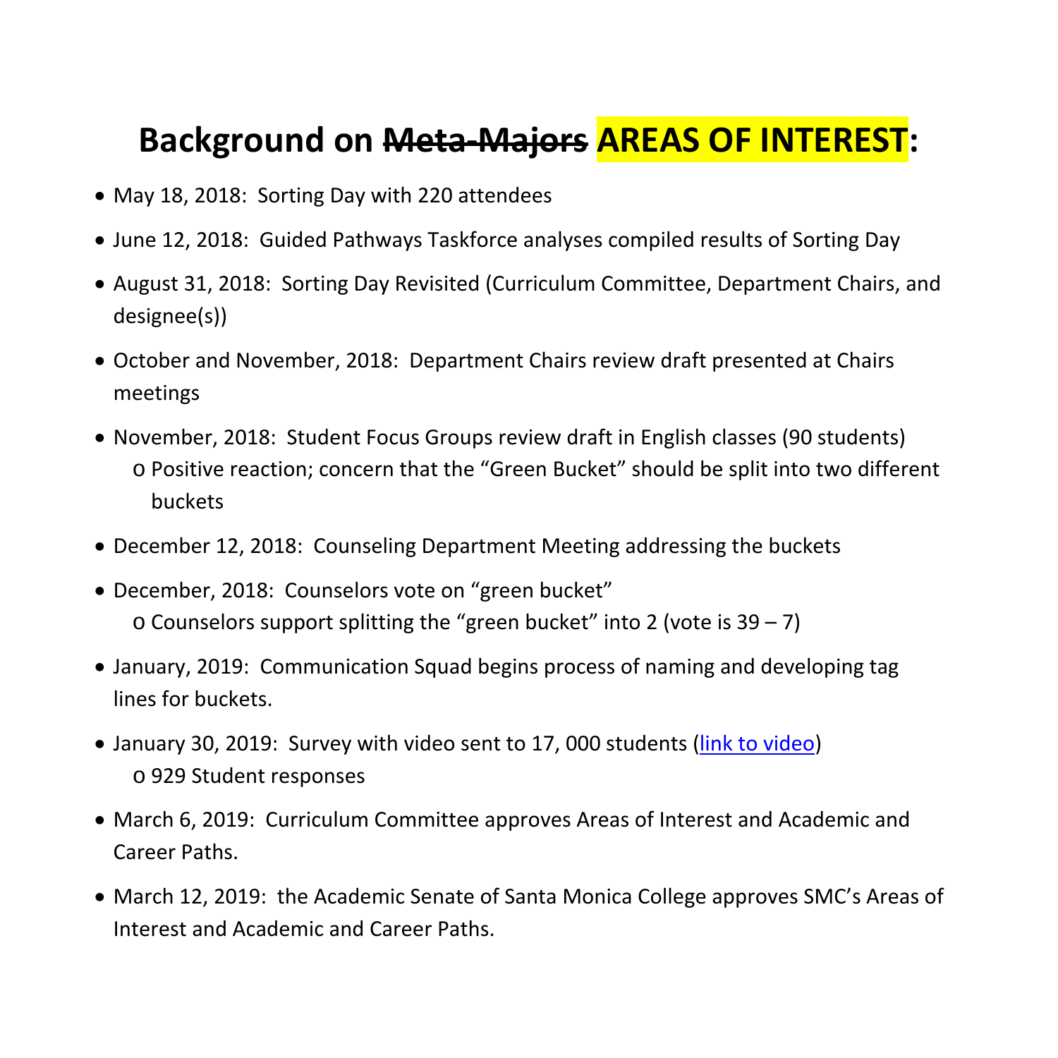# Background on ~~Meta-Majors~~ AREAS OF INTEREST:

- May 18, 2018: Sorting Day with 220 attendees
- June 12, 2018: Guided Pathways Taskforce analyses compiled results of Sorting Day
- August 31, 2018: Sorting Day Revisited (Curriculum Committee, Department Chairs, and designee(s))
- October and November, 2018: Department Chairs review draft presented at Chairs meetings
- November, 2018: Student Focus Groups review draft in English classes (90 students)
  - Positive reaction; concern that the "Green Bucket" should be split into two different buckets
- December 12, 2018: Counseling Department Meeting addressing the buckets
- December, 2018: Counselors vote on "green bucket"
  - Counselors support splitting the "green bucket" into 2 (vote is 39 – 7)
- January, 2019: Communication Squad begins process of naming and developing tag lines for buckets.
- January 30, 2019: Survey with video sent to 17, 000 students (link to video)
  - 929 Student responses
- March 6, 2019: Curriculum Committee approves Areas of Interest and Academic and Career Paths.
- March 12, 2019: the Academic Senate of Santa Monica College approves SMC's Areas of Interest and Academic and Career Paths.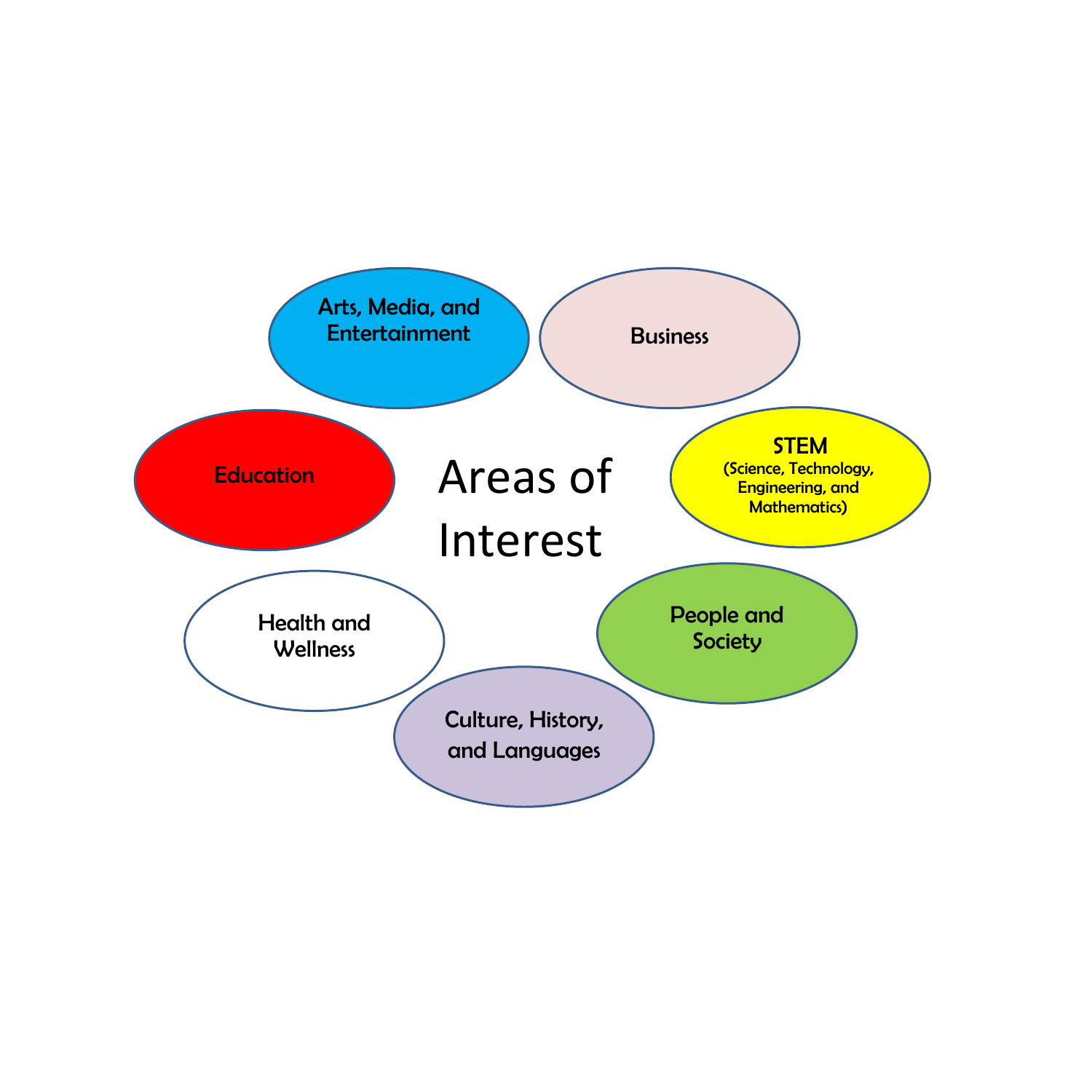# Areas of Interest

- Arts, Media, and Entertainment
- Business
- STEM (Science, Technology, Engineering, and Mathematics)
- People and Society
- Culture, History, and Languages
- Health and Wellness
- Education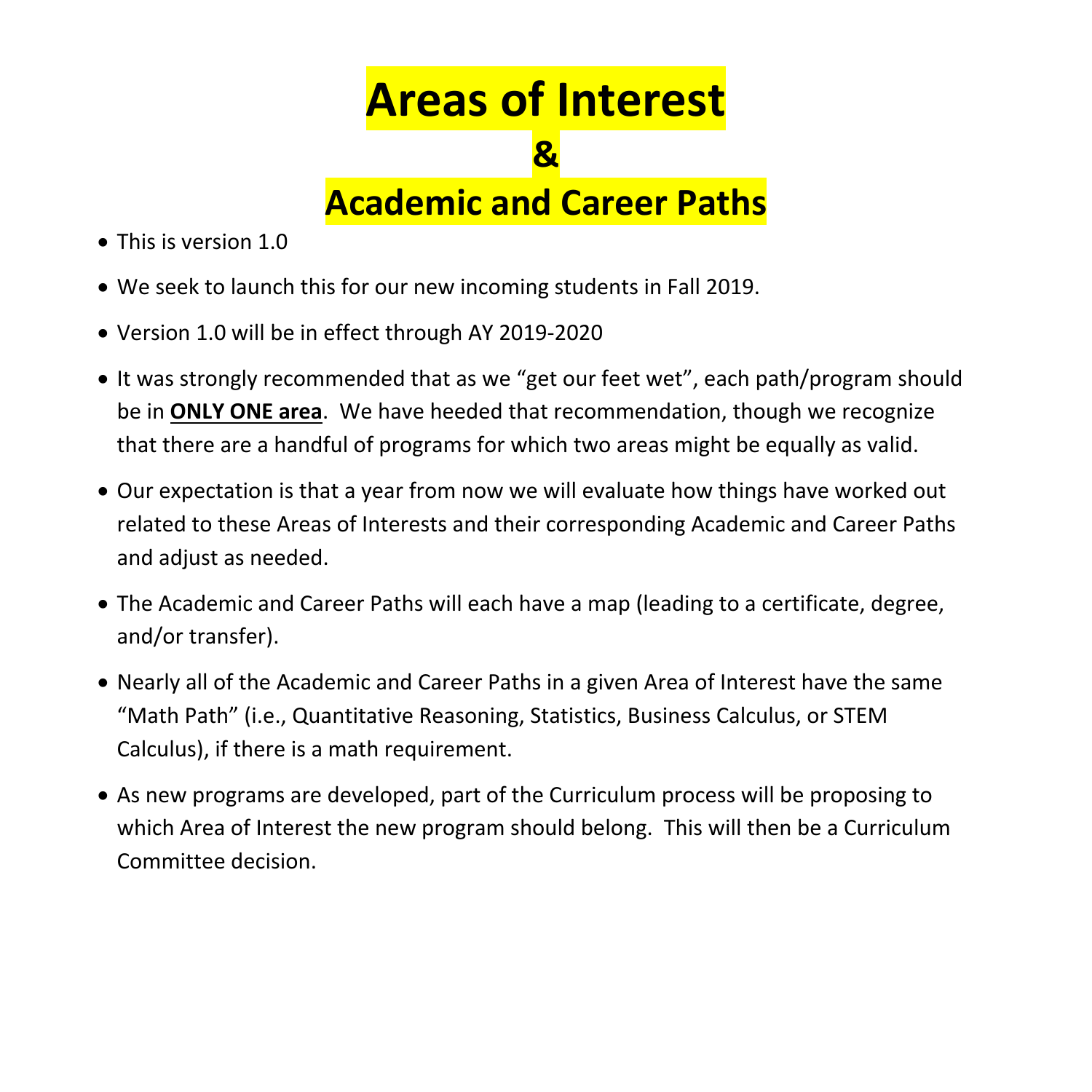# Areas of Interest

## &

## Academic and Career Paths

- This is version 1.0
- We seek to launch this for our new incoming students in Fall 2019.
- Version 1.0 will be in effect through AY 2019-2020
- It was strongly recommended that as we "get our feet wet", each path/program should be in **ONLY ONE area**. We have heeded that recommendation, though we recognize that there are a handful of programs for which two areas might be equally as valid.
- Our expectation is that a year from now we will evaluate how things have worked out related to these Areas of Interests and their corresponding Academic and Career Paths and adjust as needed.
- The Academic and Career Paths will each have a map (leading to a certificate, degree, and/or transfer).
- Nearly all of the Academic and Career Paths in a given Area of Interest have the same "Math Path" (i.e., Quantitative Reasoning, Statistics, Business Calculus, or STEM Calculus), if there is a math requirement.
- As new programs are developed, part of the Curriculum process will be proposing to which Area of Interest the new program should belong. This will then be a Curriculum Committee decision.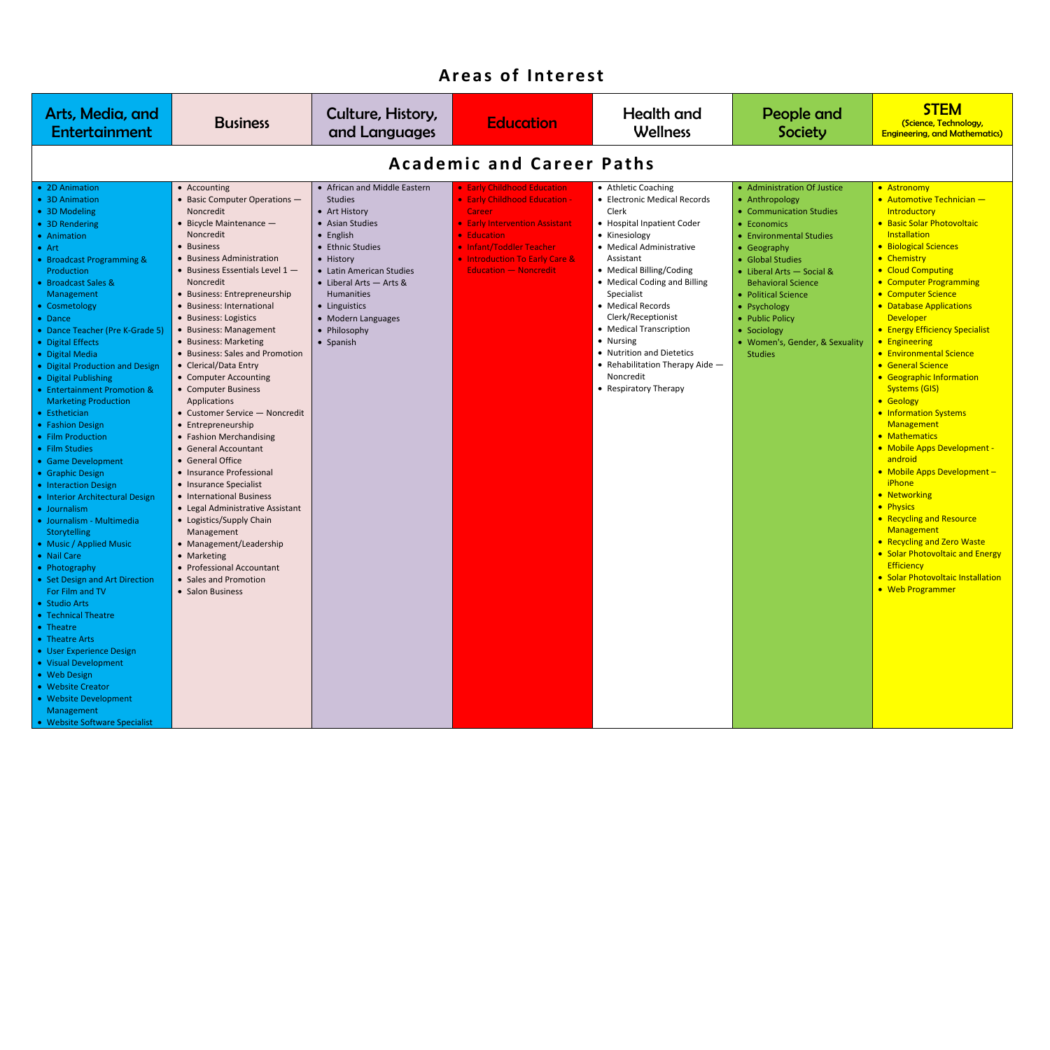# Areas of Interest

| Arts, Media, and Entertainment | Business | Culture, History, and Languages | Education | Health and Wellness | People and Society | STEM (Science, Technology, Engineering, and Mathematics) |
|---|---|---|---|---|---|---|
| **Academic and Career Paths** | | | | | | |
| • 2D Animation<br>• 3D Animation<br>• 3D Modeling<br>• 3D Rendering<br>• Animation<br>• Art<br>• Broadcast Programming & Production<br>• Broadcast Sales & Management<br>• Cosmetology<br>• Dance<br>• Dance Teacher (Pre K-Grade 5)<br>• Digital Effects<br>• Digital Media<br>• Digital Production and Design<br>• Digital Publishing<br>• Entertainment Promotion & Marketing Production<br>• Esthetician<br>• Fashion Design<br>• Film Production<br>• Film Studies<br>• Game Development<br>• Graphic Design<br>• Interaction Design<br>• Interior Architectural Design<br>• Journalism<br>• Journalism - Multimedia Storytelling<br>• Music / Applied Music<br>• Nail Care<br>• Photography<br>• Set Design and Art Direction For Film and TV<br>• Studio Arts<br>• Technical Theatre<br>• Theatre<br>• Theatre Arts<br>• User Experience Design<br>• Visual Development<br>• Web Design<br>• Website Creator<br>• Website Development Management<br>• Website Software Specialist | • Accounting<br>• Basic Computer Operations — Noncredit<br>• Bicycle Maintenance — Noncredit<br>• Business<br>• Business Administration<br>• Business Essentials Level 1 — Noncredit<br>• Business: Entrepreneurship<br>• Business: International<br>• Business: Logistics<br>• Business: Management<br>• Business: Marketing<br>• Business: Sales and Promotion<br>• Clerical/Data Entry<br>• Computer Accounting<br>• Computer Business Applications<br>• Customer Service — Noncredit<br>• Entrepreneurship<br>• Fashion Merchandising<br>• General Accountant<br>• General Office<br>• Insurance Professional<br>• Insurance Specialist<br>• International Business<br>• Legal Administrative Assistant<br>• Logistics/Supply Chain Management<br>• Management/Leadership<br>• Marketing<br>• Professional Accountant<br>• Sales and Promotion<br>• Salon Business | • African and Middle Eastern Studies<br>• Art History<br>• Asian Studies<br>• English<br>• Ethnic Studies<br>• History<br>• Latin American Studies<br>• Liberal Arts — Arts & Humanities<br>• Linguistics<br>• Modern Languages<br>• Philosophy<br>• Spanish | • Early Childhood Education<br>• Early Childhood Education - Career<br>• Early Intervention Assistant<br>• Education<br>• Infant/Toddler Teacher<br>• Introduction To Early Care & Education — Noncredit | • Athletic Coaching<br>• Electronic Medical Records Clerk<br>• Hospital Inpatient Coder<br>• Kinesiology<br>• Medical Administrative Assistant<br>• Medical Billing/Coding<br>• Medical Coding and Billing Specialist<br>• Medical Records Clerk/Receptionist<br>• Medical Transcription<br>• Nursing<br>• Nutrition and Dietetics<br>• Rehabilitation Therapy Aide — Noncredit<br>• Respiratory Therapy | • Administration Of Justice<br>• Anthropology<br>• Communication Studies<br>• Economics<br>• Environmental Studies<br>• Geography<br>• Global Studies<br>• Liberal Arts — Social & Behavioral Science<br>• Political Science<br>• Psychology<br>• Public Policy<br>• Sociology<br>• Women's, Gender, & Sexuality Studies | • Astronomy<br>• Automotive Technician — Introductory<br>• Basic Solar Photovoltaic Installation<br>• Biological Sciences<br>• Chemistry<br>• Cloud Computing<br>• Computer Programming<br>• Computer Science<br>• Database Applications Developer<br>• Energy Efficiency Specialist<br>• Engineering<br>• Environmental Science<br>• General Science<br>• Geographic Information Systems (GIS)<br>• Geology<br>• Information Systems Management<br>• Mathematics<br>• Mobile Apps Development - android<br>• Mobile Apps Development – iPhone<br>• Networking<br>• Physics<br>• Recycling and Resource Management<br>• Recycling and Zero Waste<br>• Solar Photovoltaic and Energy Efficiency<br>• Solar Photovoltaic Installation<br>• Web Programmer |